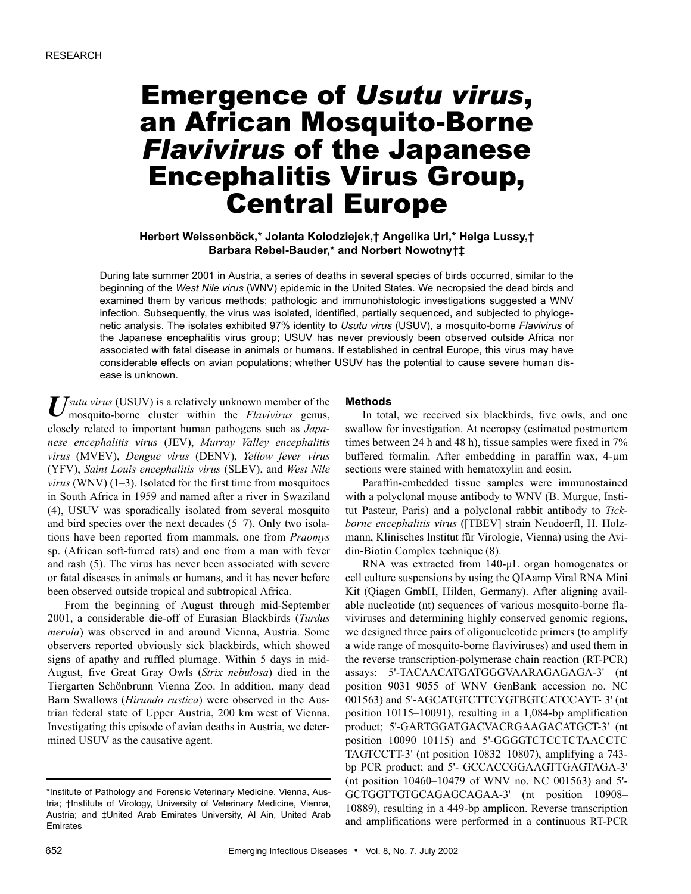RESEARCH

# Emergence of *Usutu virus*, an African Mosquito-Borne *Flavivirus* of the Japanese Encephalitis Virus Group, Central Europe

**Herbert Weissenböck,* Jolanta Kolodziejek,† Angelika Url,* Helga Lussy,† Barbara Rebel-Bauder,* and Norbert Nowotny†‡**

During late summer 2001 in Austria, a series of deaths in several species of birds occurred, similar to the beginning of the *West Nile virus* (WNV) epidemic in the United States. We necropsied the dead birds and examined them by various methods; pathologic and immunohistologic investigations suggested a WNV infection. Subsequently, the virus was isolated, identified, partially sequenced, and subjected to phylogenetic analysis. The isolates exhibited 97% identity to *Usutu virus* (USUV), a mosquito-borne *Flavivirus* of the Japanese encephalitis virus group; USUV has never previously been observed outside Africa nor associated with fatal disease in animals or humans. If established in central Europe, this virus may have considerable effects on avian populations; whether USUV has the potential to cause severe human disease is unknown.

*Usutu virus* (USUV) is a relatively unknown member of the mosquito-borne cluster within the *Flavivirus* genus, closely related to important human pathogens such as *Japanese encephalitis virus* (JEV), *Murray Valley encephalitis virus* (MVEV), *Dengue virus* (DENV), *Yellow fever virus* (YFV), *Saint Louis encephalitis virus* (SLEV), and *West Nile virus* (WNV) (1–3). Isolated for the first time from mosquitoes in South Africa in 1959 and named after a river in Swaziland (4), USUV was sporadically isolated from several mosquito and bird species over the next decades (5–7). Only two isolations have been reported from mammals, one from *Praomys* sp. (African soft-furred rats) and one from a man with fever and rash (5). The virus has never been associated with severe or fatal diseases in animals or humans, and it has never before been observed outside tropical and subtropical Africa.

From the beginning of August through mid-September 2001, a considerable die-off of Eurasian Blackbirds (*Turdus merula*) was observed in and around Vienna, Austria. Some observers reported obviously sick blackbirds, which showed signs of apathy and ruffled plumage. Within 5 days in mid-August, five Great Gray Owls (*Strix nebulosa*) died in the Tiergarten Schönbrunn Vienna Zoo. In addition, many dead Barn Swallows (*Hirundo rustica*) were observed in the Austrian federal state of Upper Austria, 200 km west of Vienna. Investigating this episode of avian deaths in Austria, we determined USUV as the causative agent.

*Institute of Pathology and Forensic Veterinary Medicine, Vienna, Austria; †Institute of Virology, University of Veterinary Medicine, Vienna, Austria; and ‡United Arab Emirates University, Al Ain, United Arab Emirates

## Methods

In total, we received six blackbirds, five owls, and one swallow for investigation. At necropsy (estimated postmortem times between 24 h and 48 h), tissue samples were fixed in 7% buffered formalin. After embedding in paraffin wax, 4-µm sections were stained with hematoxylin and eosin.

Paraffin-embedded tissue samples were immunostained with a polyclonal mouse antibody to WNV (B. Murgue, Institut Pasteur, Paris) and a polyclonal rabbit antibody to *Tick-borne encephalitis virus* ([TBEV] strain Neudoerfl, H. Holzmann, Klinisches Institut für Virologie, Vienna) using the Avidin-Biotin Complex technique (8).

RNA was extracted from 140-µL organ homogenates or cell culture suspensions by using the QIAamp Viral RNA Mini Kit (Qiagen GmbH, Hilden, Germany). After aligning available nucleotide (nt) sequences of various mosquito-borne flaviviruses and determining highly conserved genomic regions, we designed three pairs of oligonucleotide primers (to amplify a wide range of mosquito-borne flaviviruses) and used them in the reverse transcription-polymerase chain reaction (RT-PCR) assays: 5'-TACAACATGATGGGVAARAGAGA-3' (nt position 9031–9055 of WNV GenBank accession no. NC 001563) and 5'-AGCATGTCTTCYGTBGTCATCCAYT- 3' (nt position 10115–10091), resulting in a 1,084-bp amplification product; 5'-GARTGGATGACVACRGAAGACATGCT-3' (nt position 10090–10115) and 5'-GGGGTCTCCTCTAACCTC TAGTCCTT-3' (nt position 10832–10807), amplifying a 743-bp PCR product; and 5'- GCCACCGGAAGTTGAGTAGA-3' (nt position 10460–10479 of WNV no. NC 001563) and 5'-GCTGGTTGTGCAGAGCAGAA-3' (nt position 10908–10889), resulting in a 449-bp amplicon. Reverse transcription and amplifications were performed in a continuous RT-PCR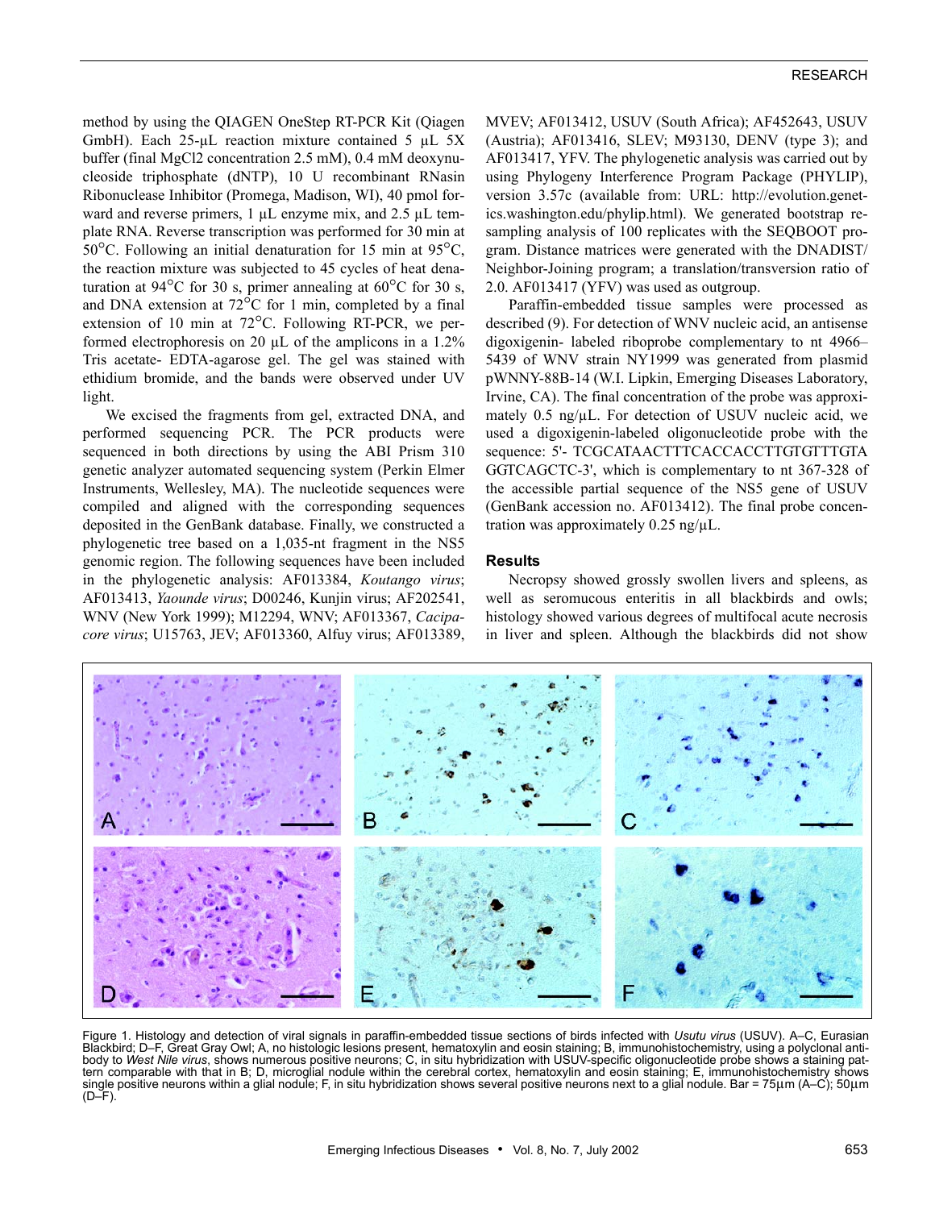method by using the QIAGEN OneStep RT-PCR Kit (Qiagen GmbH). Each 25-µL reaction mixture contained 5 µL 5X buffer (final MgCl2 concentration 2.5 mM), 0.4 mM deoxynucleoside triphosphate (dNTP), 10 U recombinant RNasin Ribonuclease Inhibitor (Promega, Madison, WI), 40 pmol forward and reverse primers, 1 µL enzyme mix, and 2.5 µL template RNA. Reverse transcription was performed for 30 min at 50°C. Following an initial denaturation for 15 min at 95°C, the reaction mixture was subjected to 45 cycles of heat denaturation at 94°C for 30 s, primer annealing at 60°C for 30 s, and DNA extension at 72°C for 1 min, completed by a final extension of 10 min at 72°C. Following RT-PCR, we performed electrophoresis on 20 µL of the amplicons in a 1.2% Tris acetate- EDTA-agarose gel. The gel was stained with ethidium bromide, and the bands were observed under UV light.

We excised the fragments from gel, extracted DNA, and performed sequencing PCR. The PCR products were sequenced in both directions by using the ABI Prism 310 genetic analyzer automated sequencing system (Perkin Elmer Instruments, Wellesley, MA). The nucleotide sequences were compiled and aligned with the corresponding sequences deposited in the GenBank database. Finally, we constructed a phylogenetic tree based on a 1,035-nt fragment in the NS5 genomic region. The following sequences have been included in the phylogenetic analysis: AF013384, *Koutango virus*; AF013413, *Yaounde virus*; D00246, Kunjin virus; AF202541, WNV (New York 1999); M12294, WNV; AF013367, *Cacipacore virus*; U15763, JEV; AF013360, Alfuy virus; AF013389, MVEV; AF013412, USUV (South Africa); AF452643, USUV (Austria); AF013416, SLEV; M93130, DENV (type 3); and AF013417, YFV. The phylogenetic analysis was carried out by using Phylogeny Interference Program Package (PHYLIP), version 3.57c (available from: URL: http://evolution.genetics.washington.edu/phylip.html). We generated bootstrap resampling analysis of 100 replicates with the SEQBOOT program. Distance matrices were generated with the DNADIST/Neighbor-Joining program; a translation/transversion ratio of 2.0. AF013417 (YFV) was used as outgroup.

Paraffin-embedded tissue samples were processed as described (9). For detection of WNV nucleic acid, an antisense digoxigenin- labeled riboprobe complementary to nt 4966–5439 of WNV strain NY1999 was generated from plasmid pWNNY-88B-14 (W.I. Lipkin, Emerging Diseases Laboratory, Irvine, CA). The final concentration of the probe was approximately 0.5 ng/µL. For detection of USUV nucleic acid, we used a digoxigenin-labeled oligonucleotide probe with the sequence: 5'- TCGCATAACTTTCACCACCTTGTGTTTGTA GGTCAGCTC-3', which is complementary to nt 367-328 of the accessible partial sequence of the NS5 gene of USUV (GenBank accession no. AF013412). The final probe concentration was approximately 0.25 ng/µL.

## Results

Necropsy showed grossly swollen livers and spleens, as well as seromucous enteritis in all blackbirds and owls; histology showed various degrees of multifocal acute necrosis in liver and spleen. Although the blackbirds did not show

Figure 1. Histology and detection of viral signals in paraffin-embedded tissue sections of birds infected with *Usutu virus* (USUV). A–C, Eurasian Blackbird; D–F, Great Gray Owl; A, no histologic lesions present, hematoxylin and eosin staining; B, immunohistochemistry, using a polyclonal antibody to *West Nile virus*, shows numerous positive neurons; C, in situ hybridization with USUV-specific oligonucleotide probe shows a staining pattern comparable with that in B; D, microglial nodule within the cerebral cortex, hematoxylin and eosin staining; E, immunohistochemistry shows single positive neurons within a glial nodule; F, in situ hybridization shows several positive neurons next to a glial nodule. Bar = 75µm (A–C); 50µm (D–F).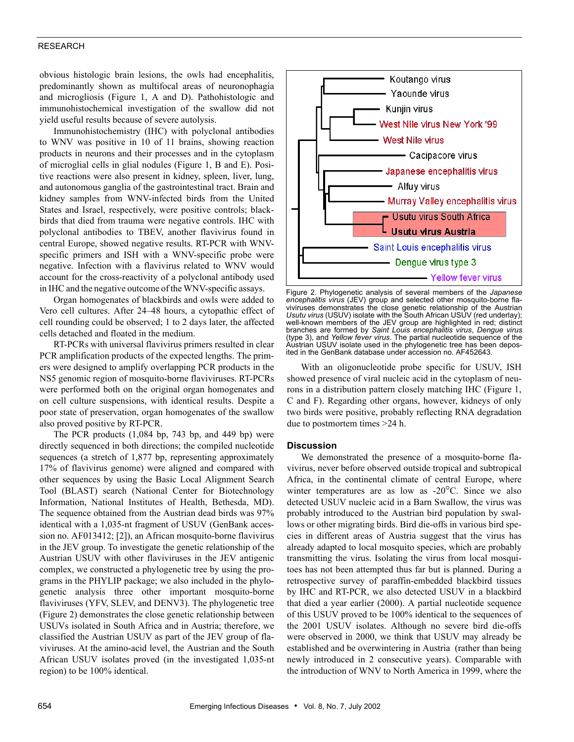obvious histologic brain lesions, the owls had encephalitis, predominantly shown as multifocal areas of neuronophagia and microgliosis (Figure 1, A and D). Pathohistologic and immunohistochemical investigation of the swallow did not yield useful results because of severe autolysis.

Immunohistochemistry (IHC) with polyclonal antibodies to WNV was positive in 10 of 11 brains, showing reaction products in neurons and their processes and in the cytoplasm of microglial cells in glial nodules (Figure 1, B and E). Positive reactions were also present in kidney, spleen, liver, lung, and autonomous ganglia of the gastrointestinal tract. Brain and kidney samples from WNV-infected birds from the United States and Israel, respectively, were positive controls; blackbirds that died from trauma were negative controls. IHC with polyclonal antibodies to TBEV, another flavivirus found in central Europe, showed negative results. RT-PCR with WNV-specific primers and ISH with a WNV-specific probe were negative. Infection with a flavivirus related to WNV would account for the cross-reactivity of a polyclonal antibody used in IHC and the negative outcome of the WNV-specific assays.

Organ homogenates of blackbirds and owls were added to Vero cell cultures. After 24–48 hours, a cytopathic effect of cell rounding could be observed; 1 to 2 days later, the affected cells detached and floated in the medium.

RT-PCRs with universal flavivirus primers resulted in clear PCR amplification products of the expected lengths. The primers were designed to amplify overlapping PCR products in the NS5 genomic region of mosquito-borne flaviviruses. RT-PCRs were performed both on the original organ homogenates and on cell culture suspensions, with identical results. Despite a poor state of preservation, organ homogenates of the swallow also proved positive by RT-PCR.

The PCR products (1,084 bp, 743 bp, and 449 bp) were directly sequenced in both directions; the compiled nucleotide sequences (a stretch of 1,877 bp, representing approximately 17% of flavivirus genome) were aligned and compared with other sequences by using the Basic Local Alignment Search Tool (BLAST) search (National Center for Biotechnology Information, National Institutes of Health, Bethesda, MD). The sequence obtained from the Austrian dead birds was 97% identical with a 1,035-nt fragment of USUV (GenBank accession no. AF013412; [2]), an African mosquito-borne flavivirus in the JEV group. To investigate the genetic relationship of the Austrian USUV with other flaviviruses in the JEV antigenic complex, we constructed a phylogenetic tree by using the programs in the PHYLIP package; we also included in the phylogenetic analysis three other important mosquito-borne flaviviruses (YFV, SLEV, and DENV3). The phylogenetic tree (Figure 2) demonstrates the close genetic relationship between USUVs isolated in South Africa and in Austria; therefore, we classified the Austrian USUV as part of the JEV group of flaviviruses. At the amino-acid level, the Austrian and the South African USUV isolates proved (in the investigated 1,035-nt region) to be 100% identical.

Koutango virus
Yaounde virus
Kunjin virus
West Nile virus New York '99
West Nile virus
Cacipacore virus
Japanese encephalitis virus
Alfuy virus
Murray Valley encephalitis virus
Usutu virus South Africa
Usutu virus Austria
Saint Louis encephalitis virus
Dengue virus type 3
Yellow fever virus

Figure 2. Phylogenetic analysis of several members of the *Japanese encephalitis virus* (JEV) group and selected other mosquito-borne flaviviruses demonstrates the close genetic relationship of the Austrian *Usutu virus* (USUV) isolate with the South African USUV (red underlay); well-known members of the JEV group are highlighted in red; distinct branches are formed by *Saint Louis encephalitis virus*, *Dengue virus* (type 3), and *Yellow fever virus*. The partial nucleotide sequence of the Austrian USUV isolate used in the phylogenetic tree has been deposited in the GenBank database under accession no. AF452643.

With an oligonucleotide probe specific for USUV, ISH showed presence of viral nucleic acid in the cytoplasm of neurons in a distribution pattern closely matching IHC (Figure 1, C and F). Regarding other organs, however, kidneys of only two birds were positive, probably reflecting RNA degradation due to postmortem times >24 h.

## Discussion

We demonstrated the presence of a mosquito-borne flavivirus, never before observed outside tropical and subtropical Africa, in the continental climate of central Europe, where winter temperatures are as low as -20°C. Since we also detected USUV nucleic acid in a Barn Swallow, the virus was probably introduced to the Austrian bird population by swallows or other migrating birds. Bird die-offs in various bird species in different areas of Austria suggest that the virus has already adapted to local mosquito species, which are probably transmitting the virus. Isolating the virus from local mosquitoes has not been attempted thus far but is planned. During a retrospective survey of paraffin-embedded blackbird tissues by IHC and RT-PCR, we also detected USUV in a blackbird that died a year earlier (2000). A partial nucleotide sequence of this USUV proved to be 100% identical to the sequences of the 2001 USUV isolates. Although no severe bird die-offs were observed in 2000, we think that USUV may already be established and be overwintering in Austria (rather than being newly introduced in 2 consecutive years). Comparable with the introduction of WNV to North America in 1999, where the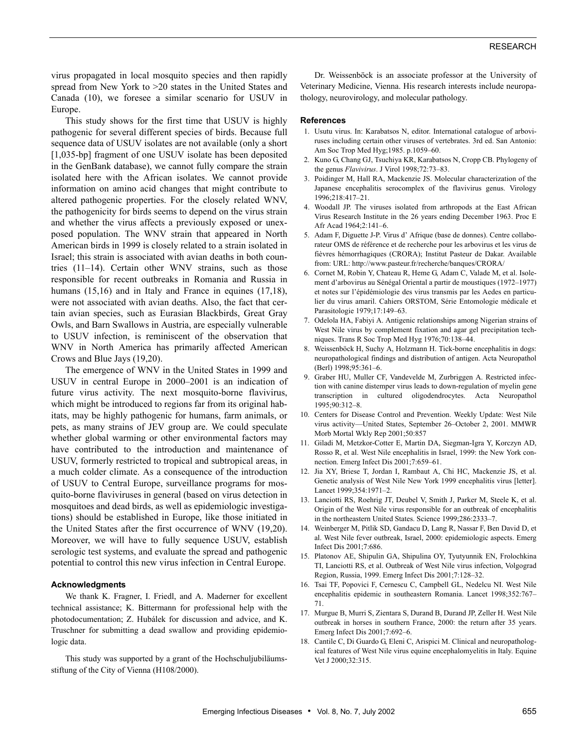virus propagated in local mosquito species and then rapidly spread from New York to >20 states in the United States and Canada (10), we foresee a similar scenario for USUV in Europe.

This study shows for the first time that USUV is highly pathogenic for several different species of birds. Because full sequence data of USUV isolates are not available (only a short [1,035-bp] fragment of one USUV isolate has been deposited in the GenBank database), we cannot fully compare the strain isolated here with the African isolates. We cannot provide information on amino acid changes that might contribute to altered pathogenic properties. For the closely related WNV, the pathogenicity for birds seems to depend on the virus strain and whether the virus affects a previously exposed or unexposed population. The WNV strain that appeared in North American birds in 1999 is closely related to a strain isolated in Israel; this strain is associated with avian deaths in both countries (11–14). Certain other WNV strains, such as those responsible for recent outbreaks in Romania and Russia in humans (15,16) and in Italy and France in equines (17,18), were not associated with avian deaths. Also, the fact that certain avian species, such as Eurasian Blackbirds, Great Gray Owls, and Barn Swallows in Austria, are especially vulnerable to USUV infection, is reminiscent of the observation that WNV in North America has primarily affected American Crows and Blue Jays (19,20).

The emergence of WNV in the United States in 1999 and USUV in central Europe in 2000–2001 is an indication of future virus activity. The next mosquito-borne flavivirus, which might be introduced to regions far from its original habitats, may be highly pathogenic for humans, farm animals, or pets, as many strains of JEV group are. We could speculate whether global warming or other environmental factors may have contributed to the introduction and maintenance of USUV, formerly restricted to tropical and subtropical areas, in a much colder climate. As a consequence of the introduction of USUV to Central Europe, surveillance programs for mosquito-borne flaviviruses in general (based on virus detection in mosquitoes and dead birds, as well as epidemiologic investigations) should be established in Europe, like those initiated in the United States after the first occurrence of WNV (19,20). Moreover, we will have to fully sequence USUV, establish serologic test systems, and evaluate the spread and pathogenic potential to control this new virus infection in Central Europe.

### Acknowledgments

We thank K. Fragner, I. Friedl, and A. Maderner for excellent technical assistance; K. Bittermann for professional help with the photodocumentation; Z. Hubálek for discussion and advice, and K. Truschner for submitting a dead swallow and providing epidemiologic data.

This study was supported by a grant of the Hochschuljubiläumsstiftung of the City of Vienna (H108/2000).

Dr. Weissenböck is an associate professor at the University of Veterinary Medicine, Vienna. His research interests include neuropathology, neurovirology, and molecular pathology.

### References

1. Usutu virus. In: Karabatsos N, editor. International catalogue of arboviruses including certain other viruses of vertebrates. 3rd ed. San Antonio: Am Soc Trop Med Hyg;1985. p.1059–60.
2. Kuno G, Chang GJ, Tsuchiya KR, Karabatsos N, Cropp CB. Phylogeny of the genus *Flavivirus*. J Virol 1998;72:73–83.
3. Poidinger M, Hall RA, Mackenzie JS. Molecular characterization of the Japanese encephalitis serocomplex of the flavivirus genus. Virology 1996;218:417–21.
4. Woodall JP. The viruses isolated from arthropods at the East African Virus Research Institute in the 26 years ending December 1963. Proc E Afr Acad 1964;2:141–6.
5. Adam F, Diguette J-P. Virus d' Afrique (base de donnes). Centre collaborateur OMS de référence et de recherche pour les arbovirus et les virus de fièvres hémorrhagiques (CRORA); Institut Pasteur de Dakar. Available from: URL: http://www.pasteur.fr/recherche/banques/CRORA/
6. Cornet M, Robin Y, Chateau R, Heme G, Adam C, Valade M, et al. Isolement d'arbovirus au Sénégal Oriental a partir de moustiques (1972–1977) et notes sur l'épidémiologie des virus transmis par les Aedes en particulier du virus amaril. Cahiers ORSTOM, Série Entomologie médicale et Parasitologie 1979;17:149–63.
7. Odelola HA, Fabiyi A. Antigenic relationships among Nigerian strains of West Nile virus by complement fixation and agar gel precipitation techniques. Trans R Soc Trop Med Hyg 1976;70:138–44.
8. Weissenböck H, Suchy A, Holzmann H. Tick-borne encephalitis in dogs: neuropathological findings and distribution of antigen. Acta Neuropathol (Berl) 1998;95:361–6.
9. Graber HU, Muller CF, Vandevelde M, Zurbriggen A. Restricted infection with canine distemper virus leads to down-regulation of myelin gene transcription in cultured oligodendrocytes. Acta Neuropathol 1995;90:312–8.
10. Centers for Disease Control and Prevention. Weekly Update: West Nile virus activity—United States, September 26–October 2, 2001. MMWR Morb Mortal Wkly Rep 2001;50:857
11. Giladi M, Metzkor-Cotter E, Martin DA, Siegman-Igra Y, Korczyn AD, Rosso R, et al. West Nile encephalitis in Israel, 1999: the New York connection. Emerg Infect Dis 2001;7:659–61.
12. Jia XY, Briese T, Jordan I, Rambaut A, Chi HC, Mackenzie JS, et al. Genetic analysis of West Nile New York 1999 encephalitis virus [letter]. Lancet 1999;354:1971–2.
13. Lanciotti RS, Roehrig JT, Deubel V, Smith J, Parker M, Steele K, et al. Origin of the West Nile virus responsible for an outbreak of encephalitis in the northeastern United States. Science 1999;286:2333–7.
14. Weinberger M, Pitlik SD, Gandacu D, Lang R, Nassar F, Ben David D, et al. West Nile fever outbreak, Israel, 2000: epidemiologic aspects. Emerg Infect Dis 2001;7:686.
15. Platonov AE, Shipulin GA, Shipulina OY, Tyutyunnik EN, Frolochkina TI, Lanciotti RS, et al. Outbreak of West Nile virus infection, Volgograd Region, Russia, 1999. Emerg Infect Dis 2001;7:128–32.
16. Tsai TF, Popovici F, Cernescu C, Campbell GL, Nedelcu NI. West Nile encephalitis epidemic in southeastern Romania. Lancet 1998;352:767–71.
17. Murgue B, Murri S, Zientara S, Durand B, Durand JP, Zeller H. West Nile outbreak in horses in southern France, 2000: the return after 35 years. Emerg Infect Dis 2001;7:692–6.
18. Cantile C, Di Guardo G, Eleni C, Arispici M. Clinical and neuropathological features of West Nile virus equine encephalomyelitis in Italy. Equine Vet J 2000;32:315.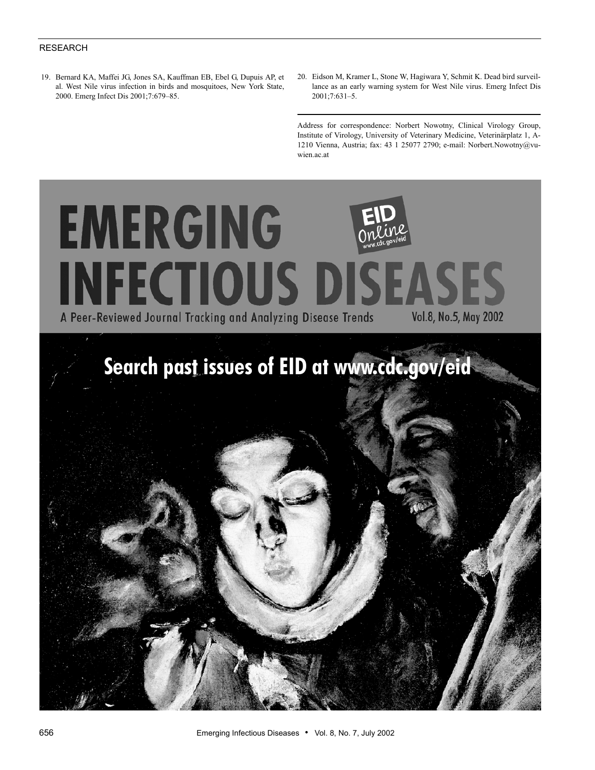19. Bernard KA, Maffei JG, Jones SA, Kauffman EB, Ebel G, Dupuis AP, et al. West Nile virus infection in birds and mosquitoes, New York State, 2000. Emerg Infect Dis 2001;7:679–85.
20. Eidson M, Kramer L, Stone W, Hagiwara Y, Schmit K. Dead bird surveillance as an early warning system for West Nile virus. Emerg Infect Dis 2001;7:631–5.

Address for correspondence: Norbert Nowotny, Clinical Virology Group, Institute of Virology, University of Veterinary Medicine, Veterinärplatz 1, A-1210 Vienna, Austria; fax: 43 1 25077 2790; e-mail: Norbert.Nowotny@vu-wien.ac.at

EMERGING INFECTIOUS DISEASES

EID Online www.cdc.gov/eid

A Peer-Reviewed Journal Tracking and Analyzing Disease Trends Vol.8, No.5, May 2002

**Search past issues of EID at www.cdc.gov/eid**